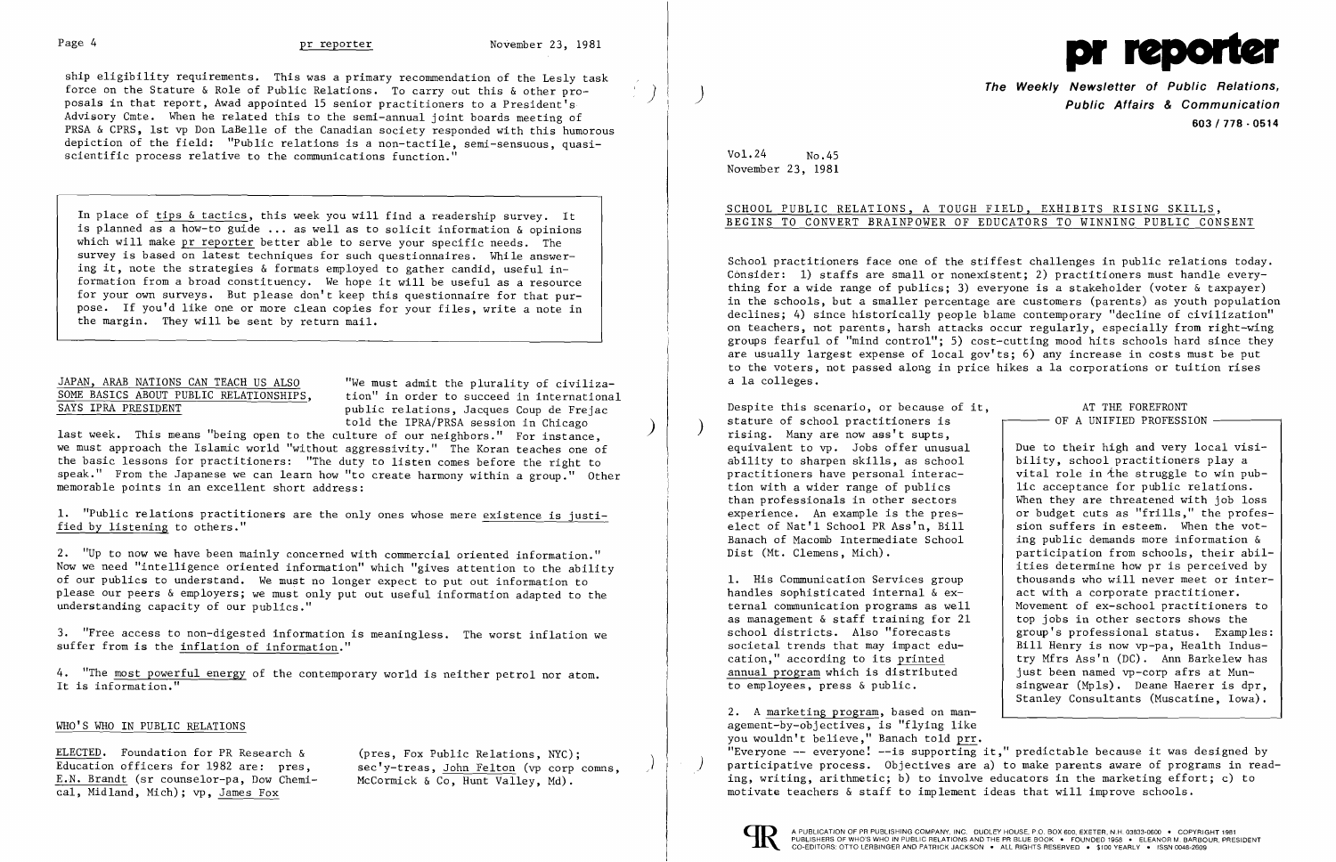ship eligibility requirements. This was a primary recommendation of the Lesly task force on the Stature & Role of Public Relations. To carry out this & other proposals in that report, Awad appointed 15 senior practitioners to a President's Advisory Cmte. When he related this to the semi-annual joint boards meeting of PRSA & CPRS, 1st vp Don LaBelle of the Canadian society responded with this humorous depiction of the field: "Public relations is a non-tactile, semi-sensuous, quasi-scientific process relative to the communications function."

> In place of tips & tactics, this week you will find a readership survey. It is planned as a how-to guide ... as well as to solicit information & opinions which will make pr reporter better able to serve your specific needs. The survey is based on latest techniques for such questionnaires. While answering it, note the strategies & formats employed to gather candid, useful information from a broad constituency. We hope it will be useful as a resource for your own surveys. But please don't keep this questionnaire for that purpose. If you'd like one or more clean copies for your files, write a note in the margin. They will be sent by return mail.

## JAPAN, ARAB NATIONS CAN TEACH US ALSO SOME BASICS ABOUT PUBLIC RELATIONSHIPS, SAYS IPRA PRESIDENT

"We must admit the plurality of civilization" in order to succeed in international public relations, Jacques Coup de Frejac told the IPRA/PRSA session in Chicago last week. This means "being open to the culture of our neighbors." For instance, we must approach the Islamic world "without aggressivity." The Koran teaches one of the basic lessons for practitioners: "The duty to listen comes before the right to speak." From the Japanese we can learn how "to create harmony within a group." Other memorable points in an excellent short address:

1. "Public relations practitioners are the only ones whose mere existence is justified by listening to others."

2. "Up to now we have been mainly concerned with commercial oriented information." Now we need "intelligence oriented information" which "gives attention to the ability of our publics to understand. We must no longer expect to put out information to please our peers & employers; we must only put out useful information adapted to the understanding capacity of our publics."

3. "Free access to non-digested information is meaningless. The worst inflation we suffer from is the inflation of information."

4. "The most powerful energy of the contemporary world is neither petrol nor atom. It is information."

## WHO'S WHO IN PUBLIC RELATIONS

ELECTED. Foundation for PR Research & Education officers for 1982 are: pres, E.N. Brandt (sr counselor-pa, Dow Chemical, Midland, Mich); vp, James Fox (pres, Fox Public Relations, NYC); sec'y-treas, John Felton (vp corp comns, McCormick & Co, Hunt Valley, Md).

# pr reporter

**The Weekly Newsletter of Public Relations, Public Affairs & Communication**
**603 / 778 - 0514**

Vol.24 No.45
November 23, 1981

## SCHOOL PUBLIC RELATIONS, A TOUGH FIELD, EXHIBITS RISING SKILLS, BEGINS TO CONVERT BRAINPOWER OF EDUCATORS TO WINNING PUBLIC CONSENT

School practitioners face one of the stiffest challenges in public relations today. Consider: 1) staffs are small or nonexistent; 2) practitioners must handle everything for a wide range of publics; 3) everyone is a stakeholder (voter & taxpayer) in the schools, but a smaller percentage are customers (parents) as youth population declines; 4) since historically people blame contemporary "decline of civilization" on teachers, not parents, harsh attacks occur regularly, especially from right-wing groups fearful of "mind control"; 5) cost-cutting mood hits schools hard since they are usually largest expense of local gov't's; 6) any increase in costs must be put to the voters, not passed along in price hikes a la corporations or tuition rises a la colleges.

Despite this scenario, or because of it, stature of school practitioners is rising. Many are now ass't supts, equivalent to vp. Jobs offer unusual ability to sharpen skills, as school practitioners have personal interaction with a wider range of publics than professionals in other sectors experience. An example is the pres-elect of Nat'l School PR Ass'n, Bill Banach of Macomb Intermediate School Dist (Mt. Clemens, Mich).

1. His Communication Services group handles sophisticated internal & external communication programs as well as management & staff training for 21 school districts. Also "forecasts societal trends that may impact education," according to its printed annual program which is distributed to employees, press & public.

2. A marketing program, based on management-by-objectives, is "flying like you wouldn't believe," Banach told prr. "Everyone -- everyone! --is supporting it," predictable because it was designed by participative process. Objectives are a) to make parents aware of programs in reading, writing, arithmetic; b) to involve educators in the marketing effort; c) to motivate teachers & staff to implement ideas that will improve schools.

> **AT THE FOREFRONT OF A UNIFIED PROFESSION**
>
> Due to their high and very local visibility, school practitioners play a vital role in the struggle to win public acceptance for public relations. When they are threatened with job loss or budget cuts as "frills," the profession suffers in esteem. When the voting public demands more information & participation from schools, their abilities determine how pr is perceived by thousands who will never meet or interact with a corporate practitioner. Movement of ex-school practitioners to top jobs in other sectors shows the group's professional status. Examples: Bill Henry is now vp-pa, Health Industry Mfrs Ass'n (DC). Ann Barkelew has just been named vp-corp afrs at Munsingwear (Mpls). Deane Haerer is dpr, Stanley Consultants (Muscatine, Iowa).

A PUBLICATION OF PR PUBLISHING COMPANY, INC. DUDLEY HOUSE, P.O. BOX 600, EXETER, N.H. 03833-0600 • COPYRIGHT 1981 PUBLISHERS OF WHO'S WHO IN PUBLIC RELATIONS AND THE PR BLUE BOOK • FOUNDED 1958 • ELEANOR M. BARBOUR, PRESIDENT CO-EDITORS: OTTO LERBINGER AND PATRICK JACKSON • ALL RIGHTS RESERVED • $100 YEARLY • ISSN 0048-2609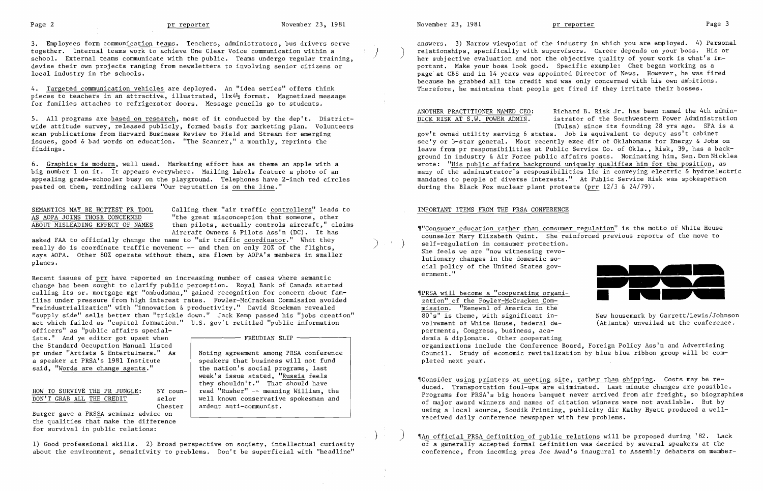3. Employees form communication teams. Teachers, administrators, bus drivers serve together. Internal teams work to achieve One Clear Voice communication within a school. External teams communicate with the public. Teams undergo regular training, devise their own projects ranging from newsletters to involving senior citizens or local industry in the schools.

4. Targeted communication vehicles are deployed. An "idea series" offers think pieces to teachers in an attractive, illustrated, 11x4½ format. Magnetized message for families attaches to refrigerator doors. Message pencils go to students.

5. All programs are based on research, most of it conducted by the dep't. District-wide attitude survey, released publicly, formed basis for marketing plan. Volunteers scan publications from Harvard Business Review to Field and Stream for emerging issues, good & bad words on education. "The Scanner," a monthly, reprints the findings.

6. Graphics is modern, well used. Marketing effort has as theme an apple with a big number 1 on it. It appears everywhere. Mailing labels feature a photo of an appealing grade-schooler busy on the playground. Telephones have 2-inch red circles pasted on them, reminding callers "Our reputation is on the line."

SEMANTICS MAY BE HOTTEST PR TOOL AS AOPA JOINS THOSE CONCERNED ABOUT MISLEADING EFFECT OF NAMES

Calling them "air traffic controllers" leads to "the great misconception that someone, other than pilots, actually controls aircraft," claims Aircraft Owners & Pilots Ass'n (DC). It has asked FAA to officially change the name to "air traffic coordinator." What they really do is coordinate traffic movement -- and then on only 20% of the flights, says AOPA. Other 80% operate without them, are flown by AOPA's members in smaller planes.

Recent issues of prr have reported an increasing number of cases where semantic change has been sought to clarify public perception. Royal Bank of Canada started calling its sr. mortgage mgr "ombudsman," gained recognition for concern about families under pressure from high interest rates. Fowler-McCracken Commission avoided "reindustrialization" with "innovation & productivity." David Stockman revealed "supply side" sells better than "trickle down." Jack Kemp passed his "jobs creation" act which failed as "capital formation." U.S. gov't retitled "public information officers" as "public affairs specialists." And ye editor got upset when the Standard Occupation Manual listed pr under "Artists & Entertainers." As a speaker at PRSA's 1981 Institute said, "Words are change agents."

**FREUDIAN SLIP**

Noting agreement among PRSA conference speakers that business will not fund the nation's social programs, last week's issue stated, "Russia feels they shouldn't." That should have read "Rusher" -- meaning William, the well known conservative spokesman and ardent anti-communist.

HOW TO SURVIVE THE PR JUNGLE: DON'T GRAB ALL THE CREDIT

NY counselor Chester Burger gave a PRSSA seminar advice on the qualities that make the difference for survival in public relations:

1) Good professional skills. 2) Broad perspective on society, intellectual curiosity about the environment, sensitivity to problems. Don't be superficial with "headline" answers. 3) Narrow viewpoint of the industry in which you are employed. 4) Personal relationships, specifically with supervisors. Career depends on your boss. His or her subjective evaluation and not the objective quality of your work is what's important. Make your boss look good. Specific example: Chet began working as a page at CBS and in 14 years was appointed Director of News. However, he was fired because he grabbed all the credit and was only concerned with his own ambitions. Therefore, he maintains that people get fired if they irritate their bosses.

ANOTHER PRACTITIONER NAMED CEO: DICK RISK AT S.W. POWER ADMIN.

Richard B. Risk Jr. has been named the 4th administrator of the Southwestern Power Administration (Tulsa) since its founding 28 yrs ago. SPA is a gov't owned utility serving 6 states. Job is equivalent to deputy ass't cabinet sec'y or 3-star general. Most recently exec dir of Oklahomans for Energy & Jobs on leave from pr responsibilities at Public Service Co. of Okla., Risk, 39, has a background in industry & Air Force public affairs posts. Nominating him, Sen. Don Nickles wrote: "His public affairs background uniquely qualifies him for the position, as many of the administrator's responsibilities lie in conveying electric & hydroelectric mandates to people of diverse interests." At Public Service Risk was spokesperson during the Black Fox nuclear plant protests (prr 12/3 & 24/79).

IMPORTANT ITEMS FROM THE PRSA CONFERENCE

¶"Consumer education rather than consumer regulation" is the motto of White House counselor Mary Elizabeth Quint. She reinforced previous reports of the move to self-regulation in consumer protection. She feels we are "now witnessing revolutionary changes in the domestic social policy of the United States government."

¶PRSA will become a "cooperating organization" of the Fowler-McCracken Commission. "Renewal of America in the 80's" is theme, with significant involvement of White House, federal departments, Congress, business, academia & diplomats. Other cooperating organizations include the Conference Board, Foreign Policy Ass'n and Advertising Council. Study of economic revitalization by blue blue ribbon group will be completed next year.

New housemark by Garrett/Lewis/Johnson (Atlanta) unveiled at the conference.

¶Consider using printers at meeting site, rather than shipping. Costs may be reduced. Transportation foul-ups are eliminated. Last minute changes are possible. Programs for PRSA's big honors banquet never arrived from air freight, so biographies of major award winners and names of citation winners were not available. But by using a local source, Soodik Printing, publicity dir Kathy Hyett produced a well-received daily conference newspaper with few problems.

¶An official PRSA definition of public relations will be proposed during '82. Lack of a generally accepted formal definition was decried by several speakers at the conference, from incoming pres Joe Awad's inaugural to Assembly debaters on member-